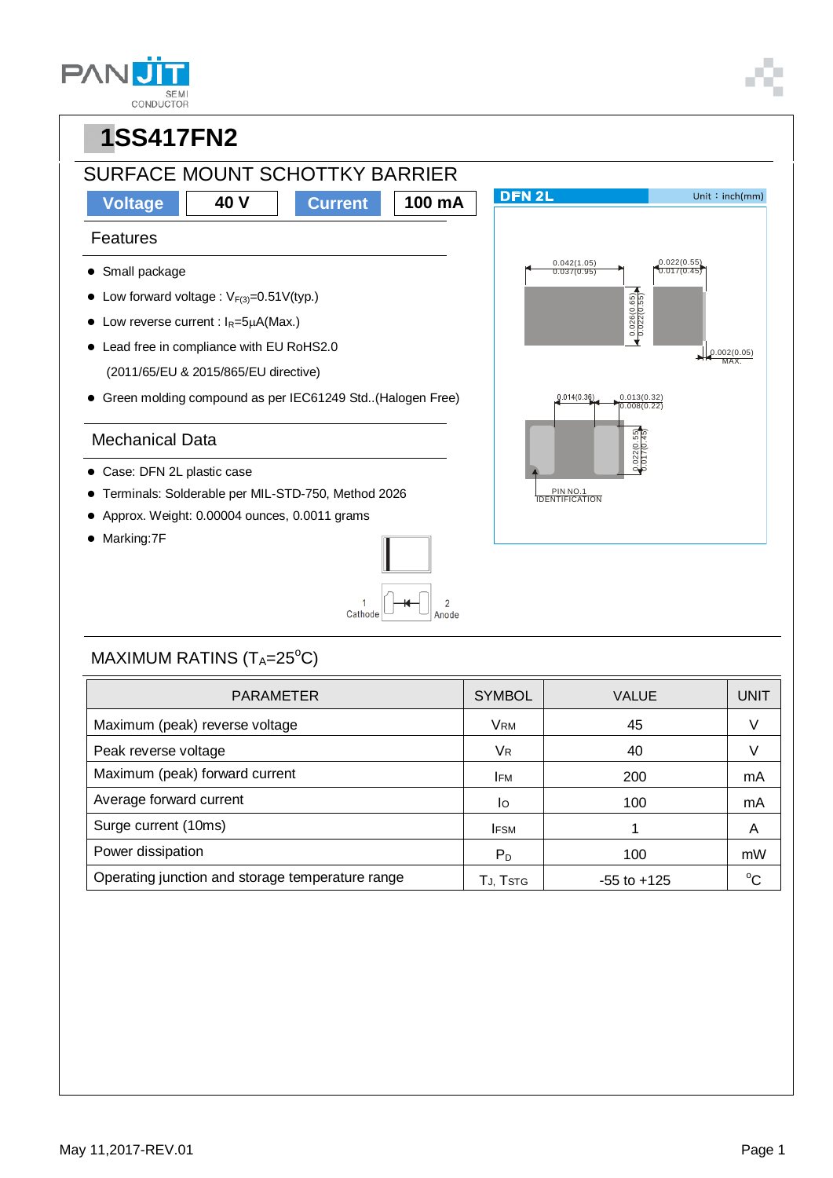# 1SS417FN2

## SURFACE MOUNT SCHOTTKY BARRIER

| Voltage | 40 V | Current | 100 mA |
|---|---|---|---|

### Features

- Small package
- Low forward voltage : $V_{F(3)}$=0.51V(typ.)
- Low reverse current : $I_R$=5μA(Max.)
- Lead free in compliance with EU RoHS2.0 (2011/65/EU & 2015/865/EU directive)
- Green molding compound as per IEC61249 Std..(Halogen Free)

### Mechanical Data

- Case: DFN 2L plastic case
- Terminals: Solderable per MIL-STD-750, Method 2026
- Approx. Weight: 0.00004 ounces, 0.0011 grams
- Marking:7F

1 Cathode 2 Anode

DFN 2L Unit：inch(mm)

0.042(1.05) 0.037(0.95) 0.022(0.55) 0.017(0.45) 0.026(0.65) 0.022(0.55) 0.002(0.05) MAX. 0.014(0.36) 0.013(0.32) 0.008(0.22) 0.022(0.55) 0.017(0.45) PIN NO.1 IDENTIFICATION

### MAXIMUM RATINS ($T_A$=25°C)

| PARAMETER | SYMBOL | VALUE | UNIT |
|---|---|---|---|
| Maximum (peak) reverse voltage | $V_{RM}$ | 45 | V |
| Peak reverse voltage | $V_R$ | 40 | V |
| Maximum (peak) forward current | $I_{FM}$ | 200 | mA |
| Average forward current | $I_O$ | 100 | mA |
| Surge current (10ms) | $I_{FSM}$ | 1 | A |
| Power dissipation | $P_D$ | 100 | mW |
| Operating junction and storage temperature range | $T_J$, $T_{STG}$ | -55 to +125 | °C |

May 11,2017-REV.01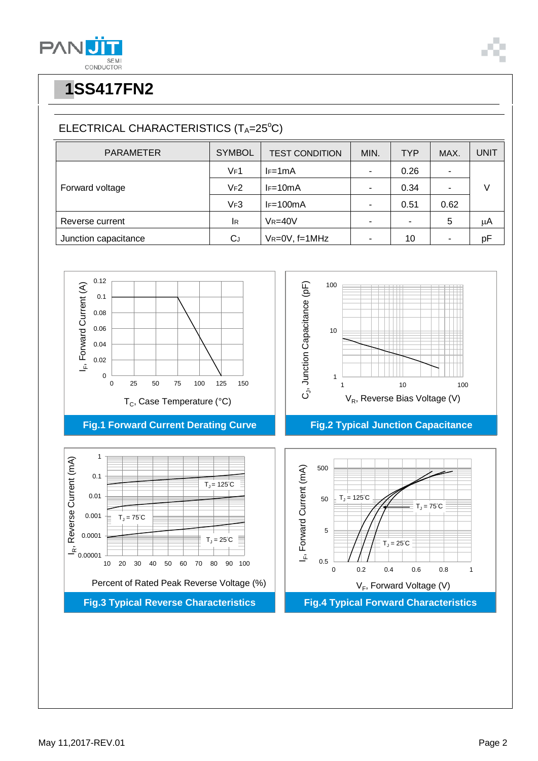# 1SS417FN2

## ELECTRICAL CHARACTERISTICS ($T_A$=25°C)

| PARAMETER | SYMBOL | TEST CONDITION | MIN. | TYP | MAX. | UNIT |
|---|---|---|---|---|---|---|
| Forward voltage | $V_F1$ | $I_F$=1mA | - | 0.26 | - | V |
| | $V_F2$ | $I_F$=10mA | - | 0.34 | - | |
| | $V_F3$ | $I_F$=100mA | - | 0.51 | 0.62 | |
| Reverse current | $I_R$ | $V_R$=40V | - | - | 5 | μA |
| Junction capacitance | $C_J$ | $V_R$=0V, f=1MHz | - | 10 | - | pF |

**Fig.1 Forward Current Derating Curve**

**Fig.2 Typical Junction Capacitance**

**Fig.3 Typical Reverse Characteristics**

**Fig.4 Typical Forward Characteristics**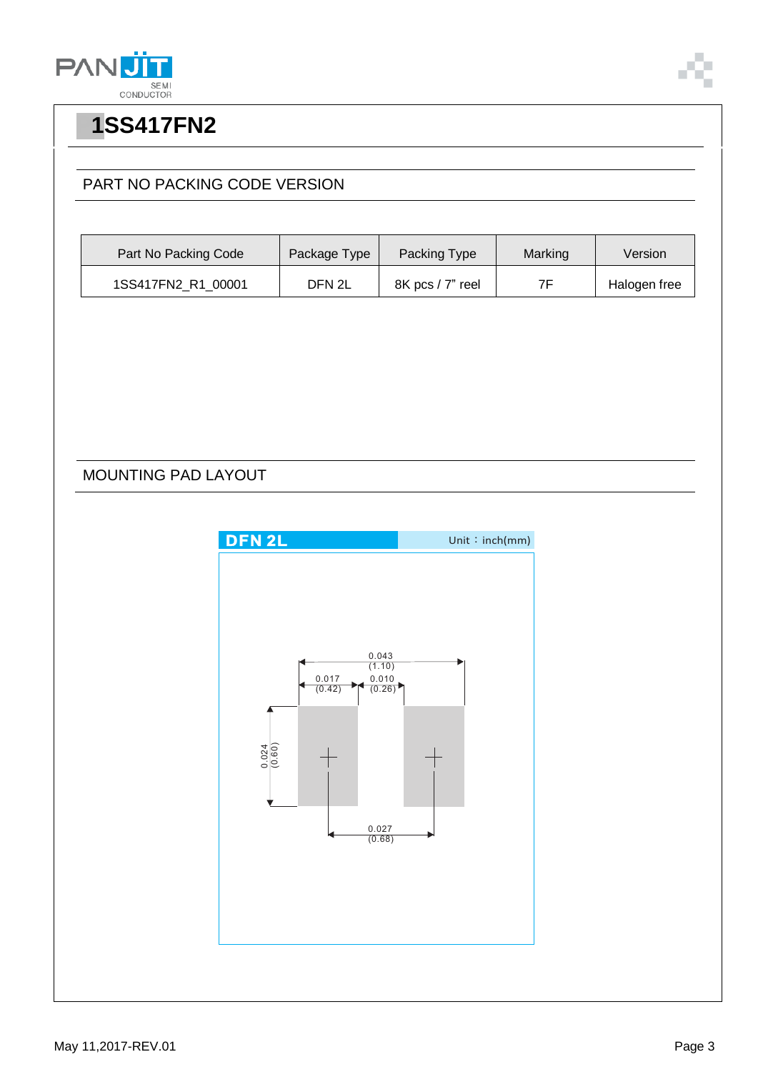# 1SS417FN2

## PART NO PACKING CODE VERSION

| Part No Packing Code | Package Type | Packing Type | Marking | Version |
|---|---|---|---|---|
| 1SS417FN2_R1_00001 | DFN 2L | 8K pcs / 7" reel | 7F | Halogen free |

## MOUNTING PAD LAYOUT

DFN 2L    Unit：inch(mm)

0.043 (1.10)
0.017 (0.42)
0.010 (0.26)
0.024 (0.60)
0.027 (0.68)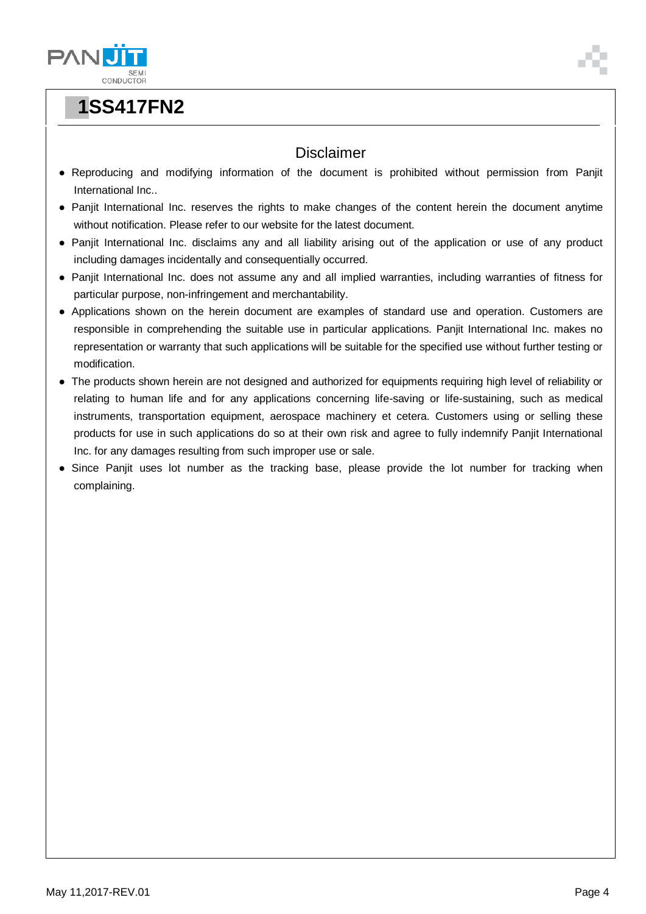# 1SS417FN2

## Disclaimer

- Reproducing and modifying information of the document is prohibited without permission from Panjit International Inc..
- Panjit International Inc. reserves the rights to make changes of the content herein the document anytime without notification. Please refer to our website for the latest document.
- Panjit International Inc. disclaims any and all liability arising out of the application or use of any product including damages incidentally and consequentially occurred.
- Panjit International Inc. does not assume any and all implied warranties, including warranties of fitness for particular purpose, non-infringement and merchantability.
- Applications shown on the herein document are examples of standard use and operation. Customers are responsible in comprehending the suitable use in particular applications. Panjit International Inc. makes no representation or warranty that such applications will be suitable for the specified use without further testing or modification.
- The products shown herein are not designed and authorized for equipments requiring high level of reliability or relating to human life and for any applications concerning life-saving or life-sustaining, such as medical instruments, transportation equipment, aerospace machinery et cetera. Customers using or selling these products for use in such applications do so at their own risk and agree to fully indemnify Panjit International Inc. for any damages resulting from such improper use or sale.
- Since Panjit uses lot number as the tracking base, please provide the lot number for tracking when complaining.

May 11,2017-REV.01